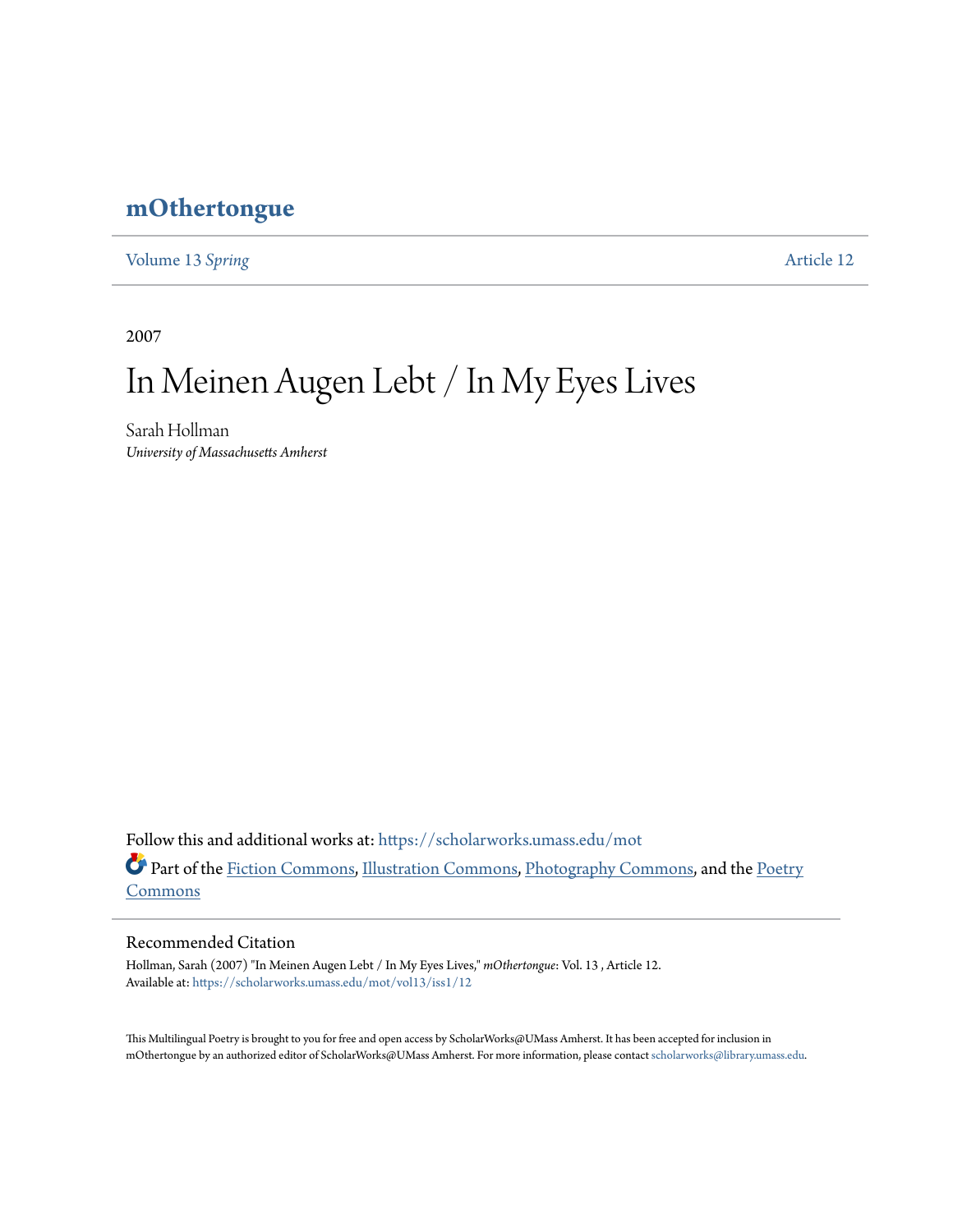# mOthertongue

Volume 13 *Spring* Article 12

2007

# In Meinen Augen Lebt / In My Eyes Lives

Sarah Hollman
*University of Massachusetts Amherst*

Follow this and additional works at: https://scholarworks.umass.edu/mot

Part of the Fiction Commons, Illustration Commons, Photography Commons, and the Poetry Commons

## Recommended Citation

Hollman, Sarah (2007) "In Meinen Augen Lebt / In My Eyes Lives," *mOthertongue*: Vol. 13 , Article 12.
Available at: https://scholarworks.umass.edu/mot/vol13/iss1/12

This Multilingual Poetry is brought to you for free and open access by ScholarWorks@UMass Amherst. It has been accepted for inclusion in mOthertongue by an authorized editor of ScholarWorks@UMass Amherst. For more information, please contact scholarworks@library.umass.edu.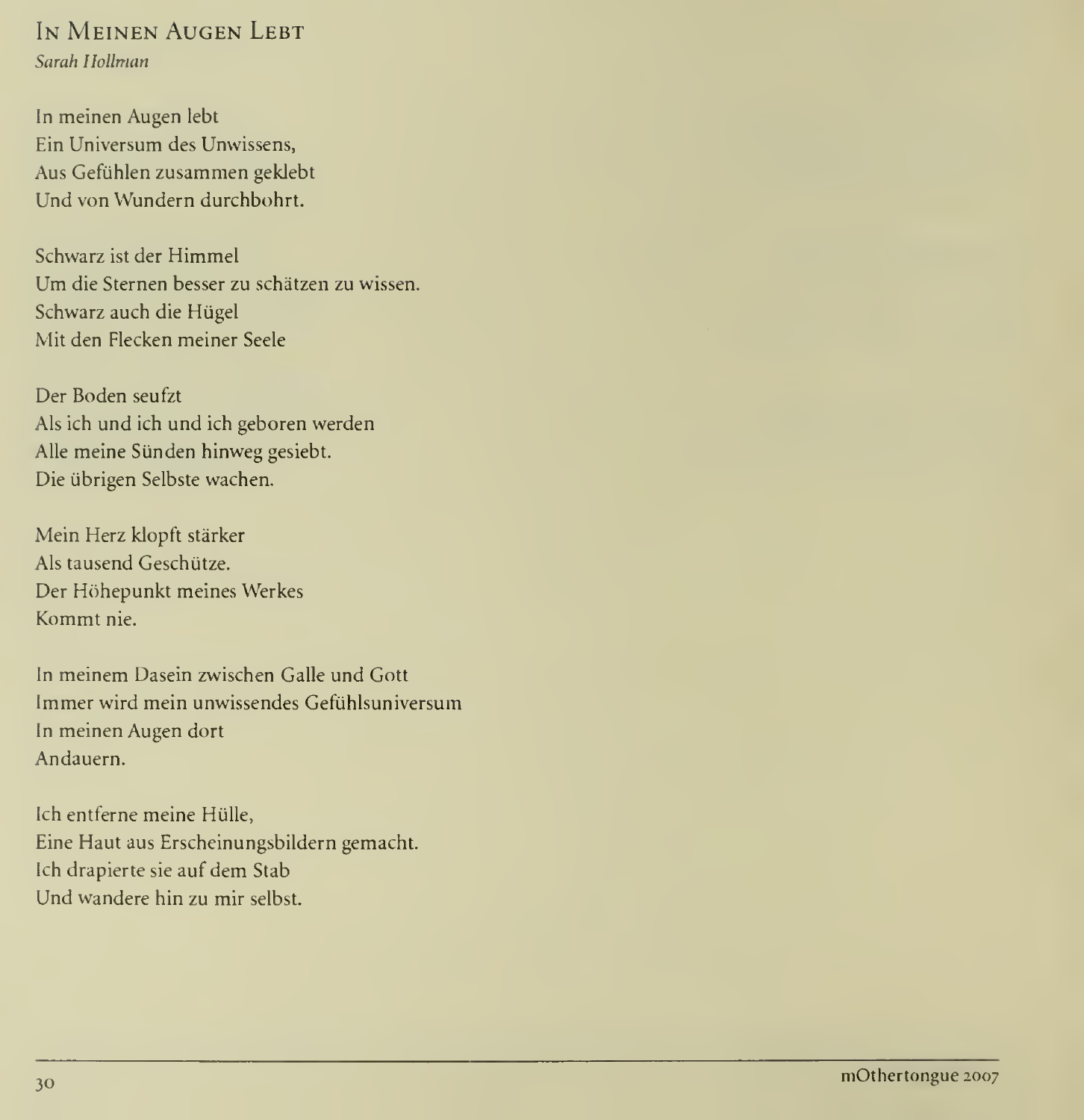## In Meinen Augen Lebt

*Sarah Hollman*

In meinen Augen lebt  
Ein Universum des Unwissens,  
Aus Gefühlen zusammen geklebt  
Und von Wundern durchbohrt.

Schwarz ist der Himmel  
Um die Sternen besser zu schätzen zu wissen.  
Schwarz auch die Hügel  
Mit den Flecken meiner Seele

Der Boden seufzt  
Als ich und ich und ich geboren werden  
Alle meine Sünden hinweg gesiebt.  
Die übrigen Selbste wachen.

Mein Herz klopft stärker  
Als tausend Geschütze.  
Der Höhepunkt meines Werkes  
Kommt nie.

In meinem Dasein zwischen Galle und Gott  
Immer wird mein unwissendes Gefühlsuniversum  
In meinen Augen dort  
Andauern.

Ich entferne meine Hülle,  
Eine Haut aus Erscheinungsbildern gemacht.  
Ich drapierte sie auf dem Stab  
Und wandere hin zu mir selbst.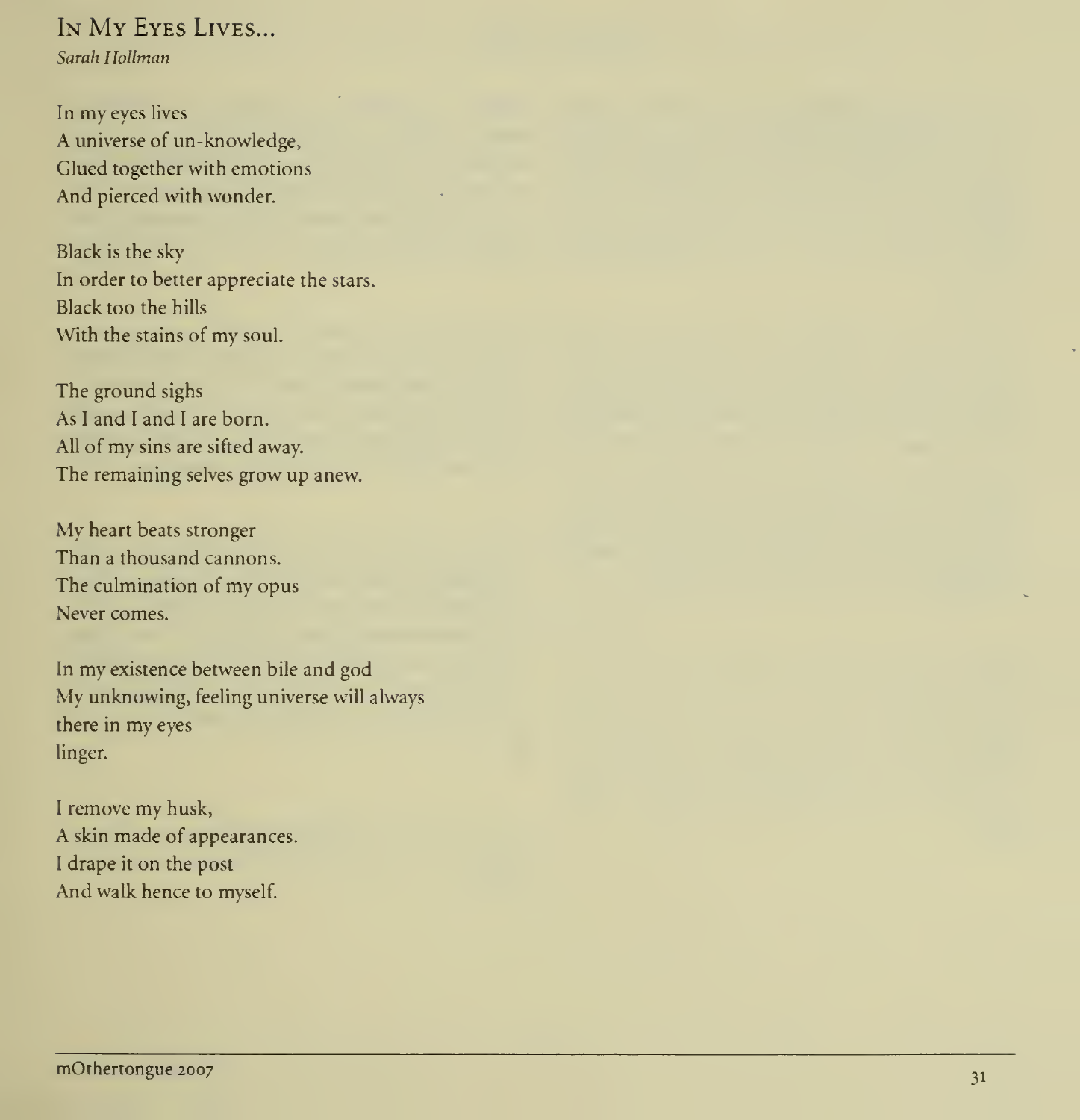## In My Eyes Lives...

*Sarah Hollman*

In my eyes lives  
A universe of un-knowledge,  
Glued together with emotions  
And pierced with wonder.

Black is the sky  
In order to better appreciate the stars.  
Black too the hills  
With the stains of my soul.

The ground sighs  
As I and I and I are born.  
All of my sins are sifted away.  
The remaining selves grow up anew.

My heart beats stronger  
Than a thousand cannons.  
The culmination of my opus  
Never comes.

In my existence between bile and god  
My unknowing, feeling universe will always  
there in my eyes  
linger.

I remove my husk,  
A skin made of appearances.  
I drape it on the post  
And walk hence to myself.